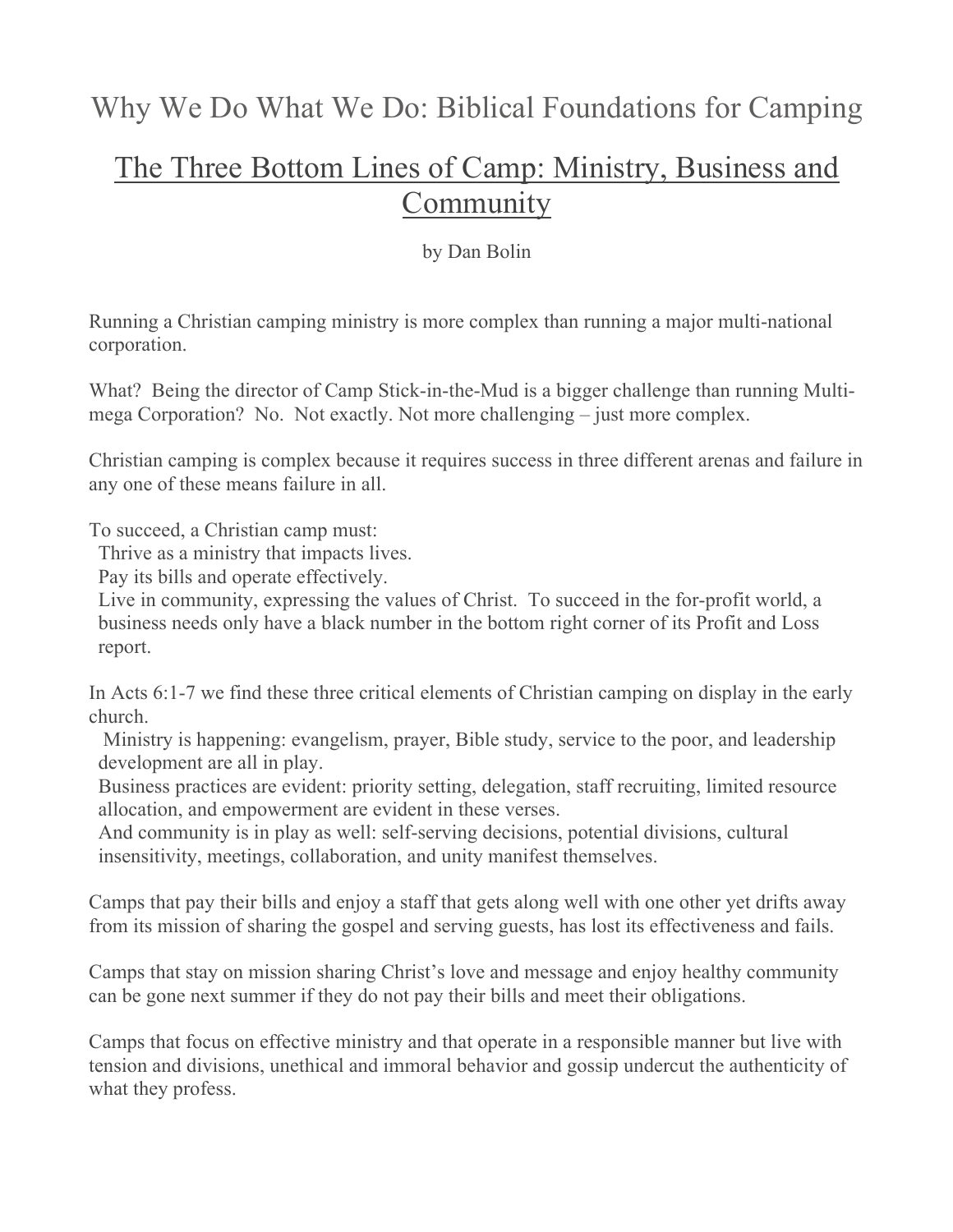# Why We Do What We Do: Biblical Foundations for Camping

## The Three Bottom Lines of Camp: Ministry, Business and Community

by Dan Bolin

Running a Christian camping ministry is more complex than running a major multi-national corporation.

What? Being the director of Camp Stick-in-the-Mud is a bigger challenge than running Multi-mega Corporation? No. Not exactly. Not more challenging – just more complex.

Christian camping is complex because it requires success in three different arenas and failure in any one of these means failure in all.

To succeed, a Christian camp must:

- Thrive as a ministry that impacts lives.
- Pay its bills and operate effectively.
- Live in community, expressing the values of Christ. To succeed in the for-profit world, a business needs only have a black number in the bottom right corner of its Profit and Loss report.

In Acts 6:1-7 we find these three critical elements of Christian camping on display in the early church.

- Ministry is happening: evangelism, prayer, Bible study, service to the poor, and leadership development are all in play.
- Business practices are evident: priority setting, delegation, staff recruiting, limited resource allocation, and empowerment are evident in these verses.
- And community is in play as well: self-serving decisions, potential divisions, cultural insensitivity, meetings, collaboration, and unity manifest themselves.

Camps that pay their bills and enjoy a staff that gets along well with one other yet drifts away from its mission of sharing the gospel and serving guests, has lost its effectiveness and fails.

Camps that stay on mission sharing Christ's love and message and enjoy healthy community can be gone next summer if they do not pay their bills and meet their obligations.

Camps that focus on effective ministry and that operate in a responsible manner but live with tension and divisions, unethical and immoral behavior and gossip undercut the authenticity of what they profess.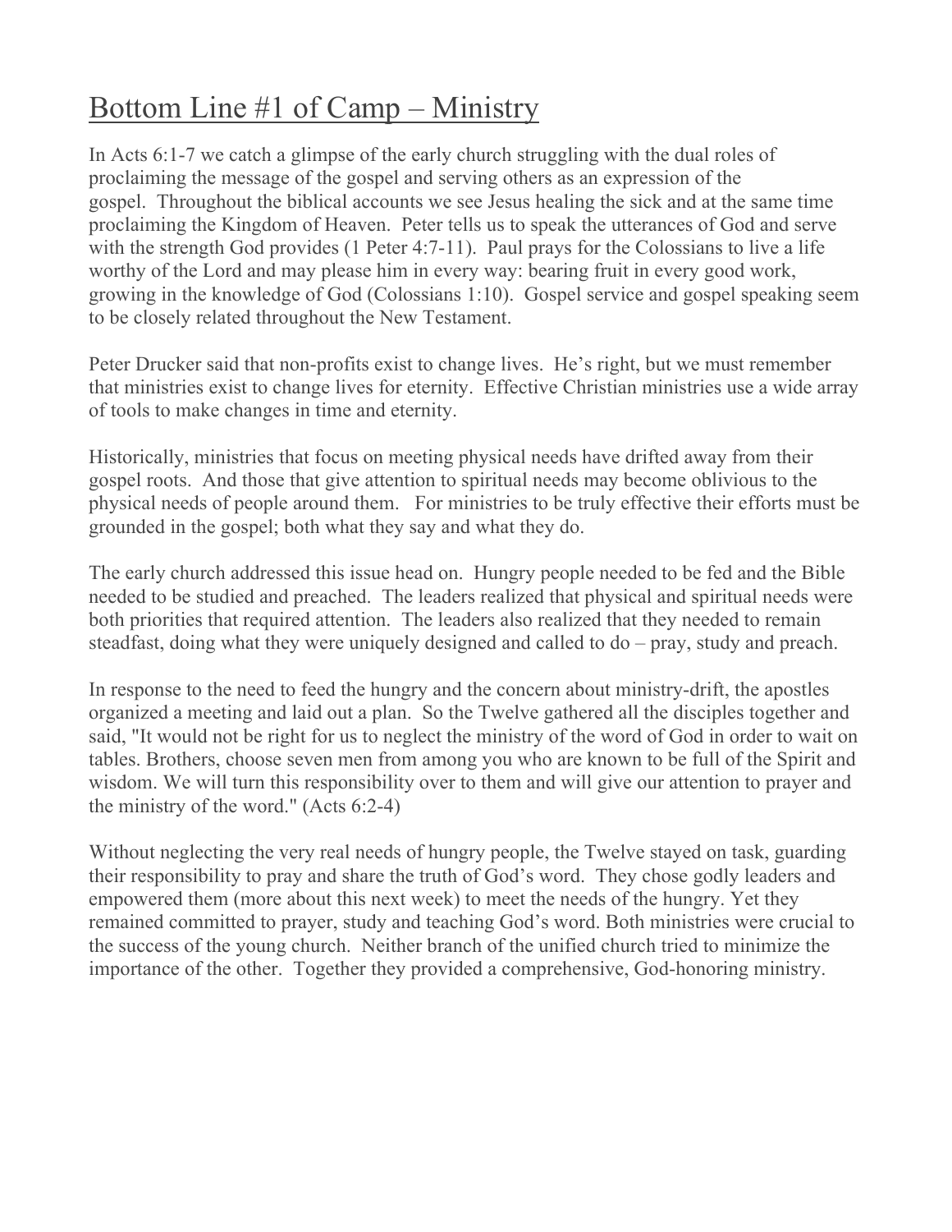# Bottom Line #1 of Camp – Ministry

In Acts 6:1-7 we catch a glimpse of the early church struggling with the dual roles of proclaiming the message of the gospel and serving others as an expression of the gospel. Throughout the biblical accounts we see Jesus healing the sick and at the same time proclaiming the Kingdom of Heaven. Peter tells us to speak the utterances of God and serve with the strength God provides (1 Peter 4:7-11). Paul prays for the Colossians to live a life worthy of the Lord and may please him in every way: bearing fruit in every good work, growing in the knowledge of God (Colossians 1:10). Gospel service and gospel speaking seem to be closely related throughout the New Testament.

Peter Drucker said that non-profits exist to change lives. He's right, but we must remember that ministries exist to change lives for eternity. Effective Christian ministries use a wide array of tools to make changes in time and eternity.

Historically, ministries that focus on meeting physical needs have drifted away from their gospel roots. And those that give attention to spiritual needs may become oblivious to the physical needs of people around them. For ministries to be truly effective their efforts must be grounded in the gospel; both what they say and what they do.

The early church addressed this issue head on. Hungry people needed to be fed and the Bible needed to be studied and preached. The leaders realized that physical and spiritual needs were both priorities that required attention. The leaders also realized that they needed to remain steadfast, doing what they were uniquely designed and called to do – pray, study and preach.

In response to the need to feed the hungry and the concern about ministry-drift, the apostles organized a meeting and laid out a plan. So the Twelve gathered all the disciples together and said, "It would not be right for us to neglect the ministry of the word of God in order to wait on tables. Brothers, choose seven men from among you who are known to be full of the Spirit and wisdom. We will turn this responsibility over to them and will give our attention to prayer and the ministry of the word." (Acts 6:2-4)

Without neglecting the very real needs of hungry people, the Twelve stayed on task, guarding their responsibility to pray and share the truth of God's word. They chose godly leaders and empowered them (more about this next week) to meet the needs of the hungry. Yet they remained committed to prayer, study and teaching God's word. Both ministries were crucial to the success of the young church. Neither branch of the unified church tried to minimize the importance of the other. Together they provided a comprehensive, God-honoring ministry.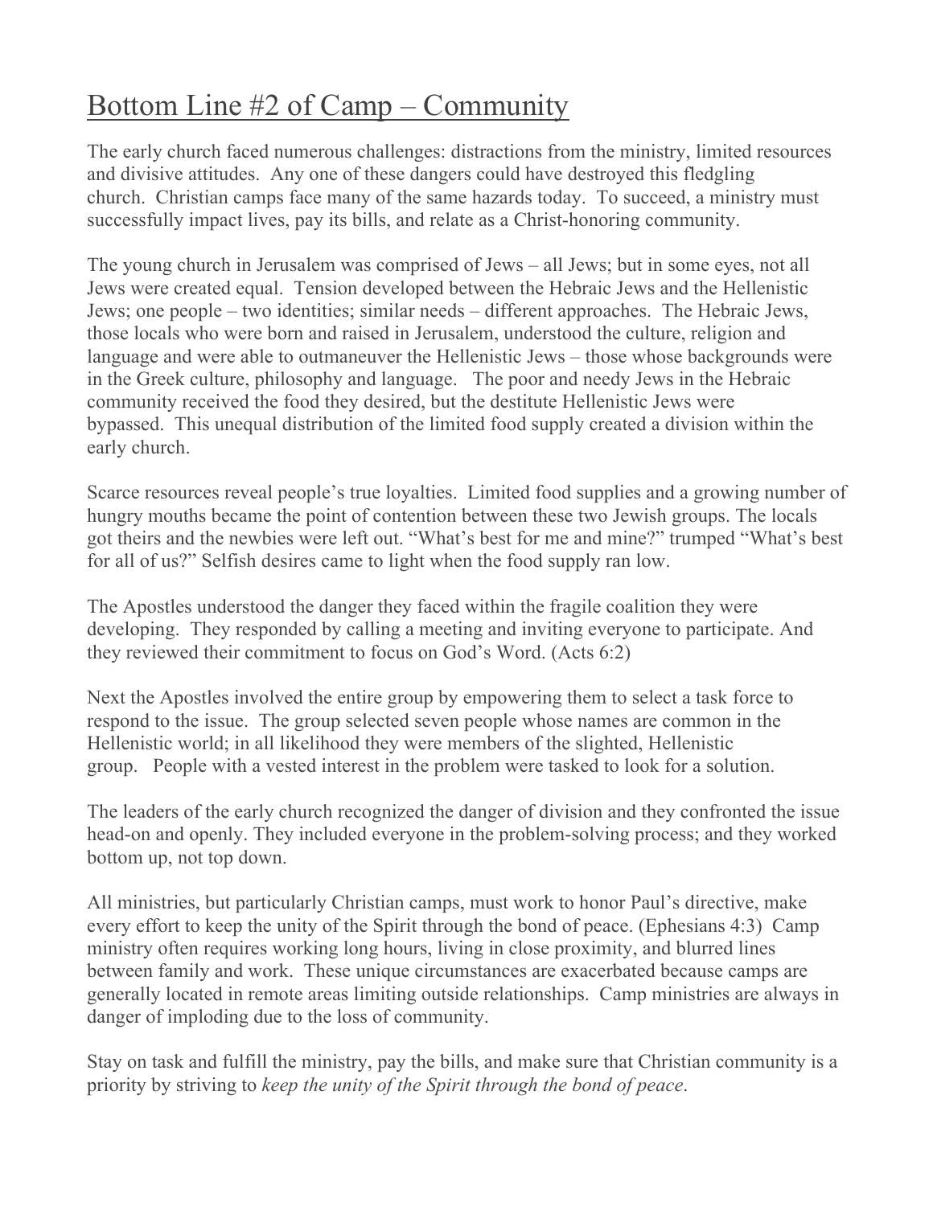# Bottom Line #2 of Camp – Community

The early church faced numerous challenges: distractions from the ministry, limited resources and divisive attitudes. Any one of these dangers could have destroyed this fledgling church. Christian camps face many of the same hazards today. To succeed, a ministry must successfully impact lives, pay its bills, and relate as a Christ-honoring community.

The young church in Jerusalem was comprised of Jews – all Jews; but in some eyes, not all Jews were created equal. Tension developed between the Hebraic Jews and the Hellenistic Jews; one people – two identities; similar needs – different approaches. The Hebraic Jews, those locals who were born and raised in Jerusalem, understood the culture, religion and language and were able to outmaneuver the Hellenistic Jews – those whose backgrounds were in the Greek culture, philosophy and language. The poor and needy Jews in the Hebraic community received the food they desired, but the destitute Hellenistic Jews were bypassed. This unequal distribution of the limited food supply created a division within the early church.

Scarce resources reveal people's true loyalties. Limited food supplies and a growing number of hungry mouths became the point of contention between these two Jewish groups. The locals got theirs and the newbies were left out. "What's best for me and mine?" trumped "What's best for all of us?" Selfish desires came to light when the food supply ran low.

The Apostles understood the danger they faced within the fragile coalition they were developing. They responded by calling a meeting and inviting everyone to participate. And they reviewed their commitment to focus on God's Word. (Acts 6:2)

Next the Apostles involved the entire group by empowering them to select a task force to respond to the issue. The group selected seven people whose names are common in the Hellenistic world; in all likelihood they were members of the slighted, Hellenistic group. People with a vested interest in the problem were tasked to look for a solution.

The leaders of the early church recognized the danger of division and they confronted the issue head-on and openly. They included everyone in the problem-solving process; and they worked bottom up, not top down.

All ministries, but particularly Christian camps, must work to honor Paul's directive, make every effort to keep the unity of the Spirit through the bond of peace. (Ephesians 4:3) Camp ministry often requires working long hours, living in close proximity, and blurred lines between family and work. These unique circumstances are exacerbated because camps are generally located in remote areas limiting outside relationships. Camp ministries are always in danger of imploding due to the loss of community.

Stay on task and fulfill the ministry, pay the bills, and make sure that Christian community is a priority by striving to *keep the unity of the Spirit through the bond of peace*.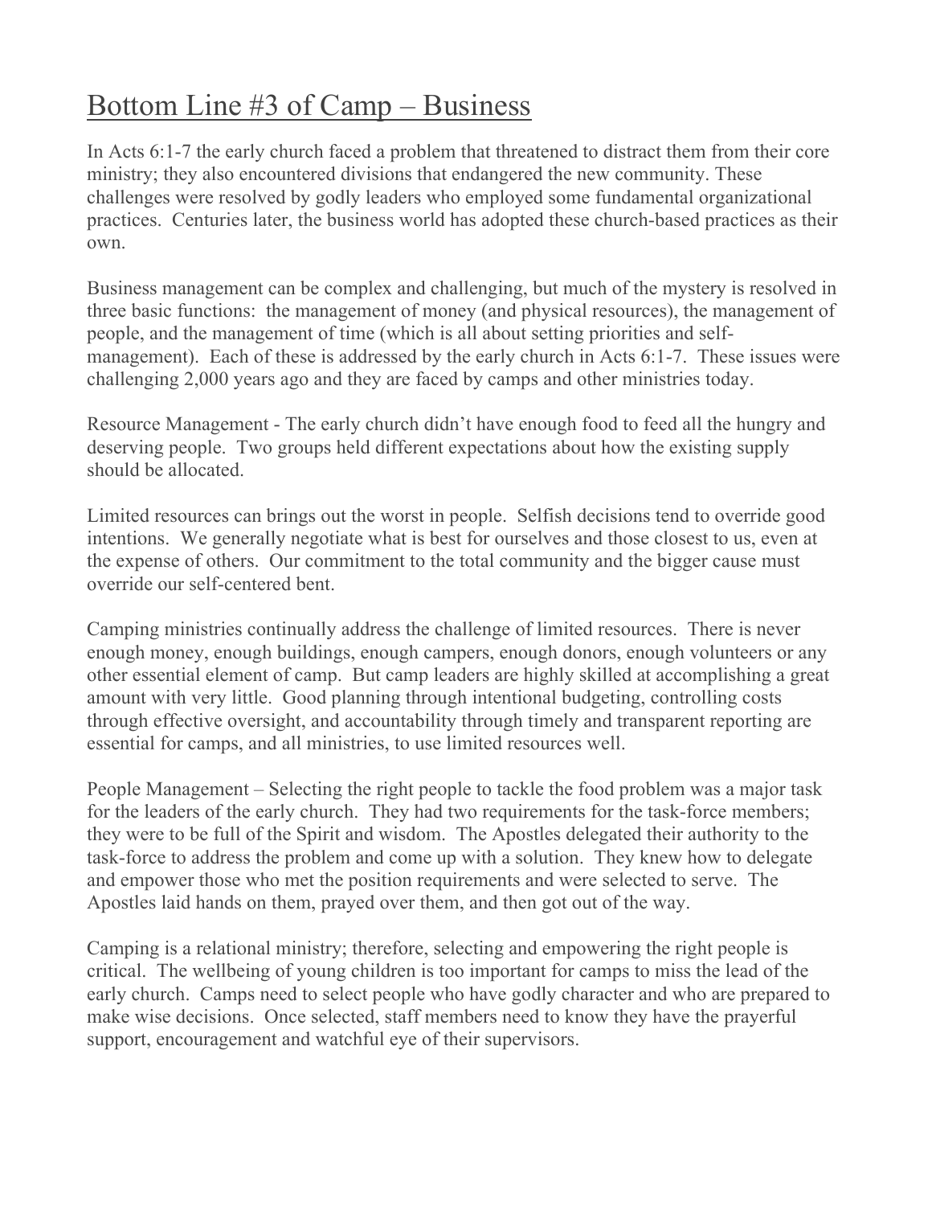# Bottom Line #3 of Camp – Business

In Acts 6:1-7 the early church faced a problem that threatened to distract them from their core ministry; they also encountered divisions that endangered the new community. These challenges were resolved by godly leaders who employed some fundamental organizational practices. Centuries later, the business world has adopted these church-based practices as their own.

Business management can be complex and challenging, but much of the mystery is resolved in three basic functions: the management of money (and physical resources), the management of people, and the management of time (which is all about setting priorities and self-management). Each of these is addressed by the early church in Acts 6:1-7. These issues were challenging 2,000 years ago and they are faced by camps and other ministries today.

Resource Management - The early church didn't have enough food to feed all the hungry and deserving people. Two groups held different expectations about how the existing supply should be allocated.

Limited resources can brings out the worst in people. Selfish decisions tend to override good intentions. We generally negotiate what is best for ourselves and those closest to us, even at the expense of others. Our commitment to the total community and the bigger cause must override our self-centered bent.

Camping ministries continually address the challenge of limited resources. There is never enough money, enough buildings, enough campers, enough donors, enough volunteers or any other essential element of camp. But camp leaders are highly skilled at accomplishing a great amount with very little. Good planning through intentional budgeting, controlling costs through effective oversight, and accountability through timely and transparent reporting are essential for camps, and all ministries, to use limited resources well.

People Management – Selecting the right people to tackle the food problem was a major task for the leaders of the early church. They had two requirements for the task-force members; they were to be full of the Spirit and wisdom. The Apostles delegated their authority to the task-force to address the problem and come up with a solution. They knew how to delegate and empower those who met the position requirements and were selected to serve. The Apostles laid hands on them, prayed over them, and then got out of the way.

Camping is a relational ministry; therefore, selecting and empowering the right people is critical. The wellbeing of young children is too important for camps to miss the lead of the early church. Camps need to select people who have godly character and who are prepared to make wise decisions. Once selected, staff members need to know they have the prayerful support, encouragement and watchful eye of their supervisors.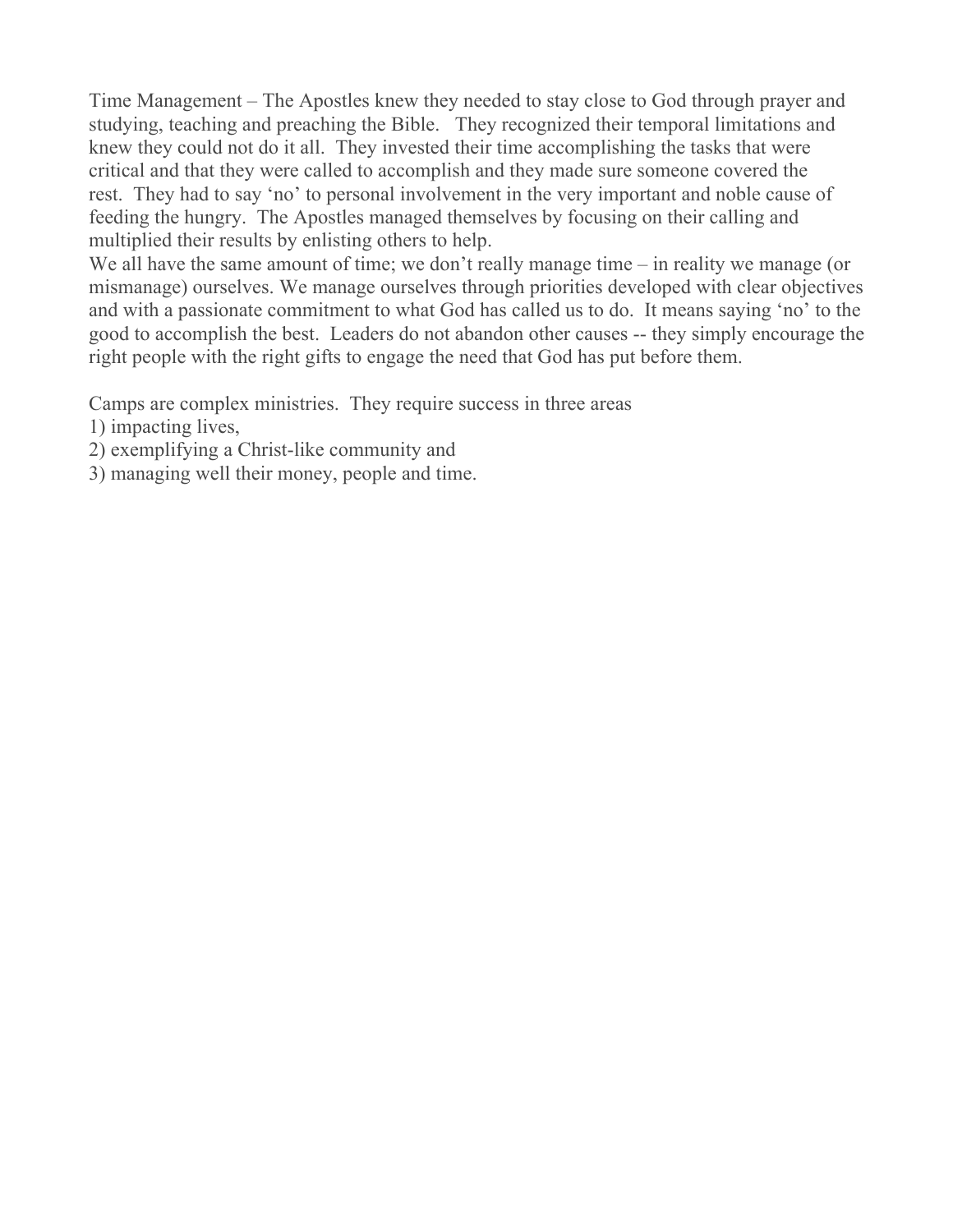Time Management – The Apostles knew they needed to stay close to God through prayer and studying, teaching and preaching the Bible. They recognized their temporal limitations and knew they could not do it all. They invested their time accomplishing the tasks that were critical and that they were called to accomplish and they made sure someone covered the rest. They had to say 'no' to personal involvement in the very important and noble cause of feeding the hungry. The Apostles managed themselves by focusing on their calling and multiplied their results by enlisting others to help.

We all have the same amount of time; we don't really manage time – in reality we manage (or mismanage) ourselves. We manage ourselves through priorities developed with clear objectives and with a passionate commitment to what God has called us to do. It means saying 'no' to the good to accomplish the best. Leaders do not abandon other causes -- they simply encourage the right people with the right gifts to engage the need that God has put before them.

Camps are complex ministries. They require success in three areas

1) impacting lives,
2) exemplifying a Christ-like community and
3) managing well their money, people and time.